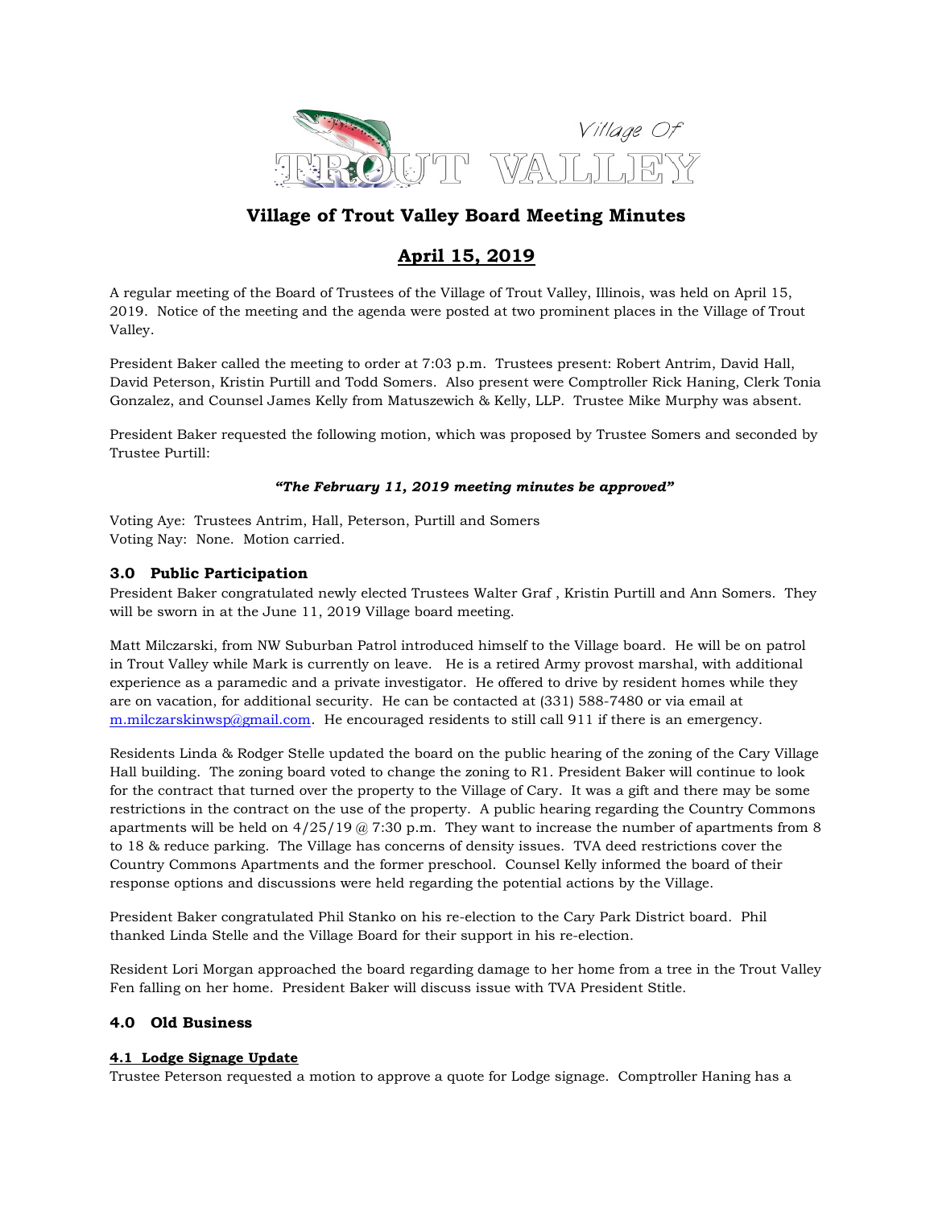Village Of TROUT VALLEY

# Village of Trout Valley Board Meeting Minutes

## April 15, 2019

A regular meeting of the Board of Trustees of the Village of Trout Valley, Illinois, was held on April 15, 2019. Notice of the meeting and the agenda were posted at two prominent places in the Village of Trout Valley.

President Baker called the meeting to order at 7:03 p.m. Trustees present: Robert Antrim, David Hall, David Peterson, Kristin Purtill and Todd Somers. Also present were Comptroller Rick Haning, Clerk Tonia Gonzalez, and Counsel James Kelly from Matuszewich & Kelly, LLP. Trustee Mike Murphy was absent.

President Baker requested the following motion, which was proposed by Trustee Somers and seconded by Trustee Purtill:

***"The February 11, 2019 meeting minutes be approved"***

Voting Aye: Trustees Antrim, Hall, Peterson, Purtill and Somers
Voting Nay: None. Motion carried.

### 3.0 Public Participation

President Baker congratulated newly elected Trustees Walter Graf , Kristin Purtill and Ann Somers. They will be sworn in at the June 11, 2019 Village board meeting.

Matt Milczarski, from NW Suburban Patrol introduced himself to the Village board. He will be on patrol in Trout Valley while Mark is currently on leave. He is a retired Army provost marshal, with additional experience as a paramedic and a private investigator. He offered to drive by resident homes while they are on vacation, for additional security. He can be contacted at (331) 588-7480 or via email at m.milczarskinwsp@gmail.com. He encouraged residents to still call 911 if there is an emergency.

Residents Linda & Rodger Stelle updated the board on the public hearing of the zoning of the Cary Village Hall building. The zoning board voted to change the zoning to R1. President Baker will continue to look for the contract that turned over the property to the Village of Cary. It was a gift and there may be some restrictions in the contract on the use of the property. A public hearing regarding the Country Commons apartments will be held on 4/25/19 @ 7:30 p.m. They want to increase the number of apartments from 8 to 18 & reduce parking. The Village has concerns of density issues. TVA deed restrictions cover the Country Commons Apartments and the former preschool. Counsel Kelly informed the board of their response options and discussions were held regarding the potential actions by the Village.

President Baker congratulated Phil Stanko on his re-election to the Cary Park District board. Phil thanked Linda Stelle and the Village Board for their support in his re-election.

Resident Lori Morgan approached the board regarding damage to her home from a tree in the Trout Valley Fen falling on her home. President Baker will discuss issue with TVA President Stitle.

### 4.0 Old Business

#### 4.1 Lodge Signage Update

Trustee Peterson requested a motion to approve a quote for Lodge signage. Comptroller Haning has a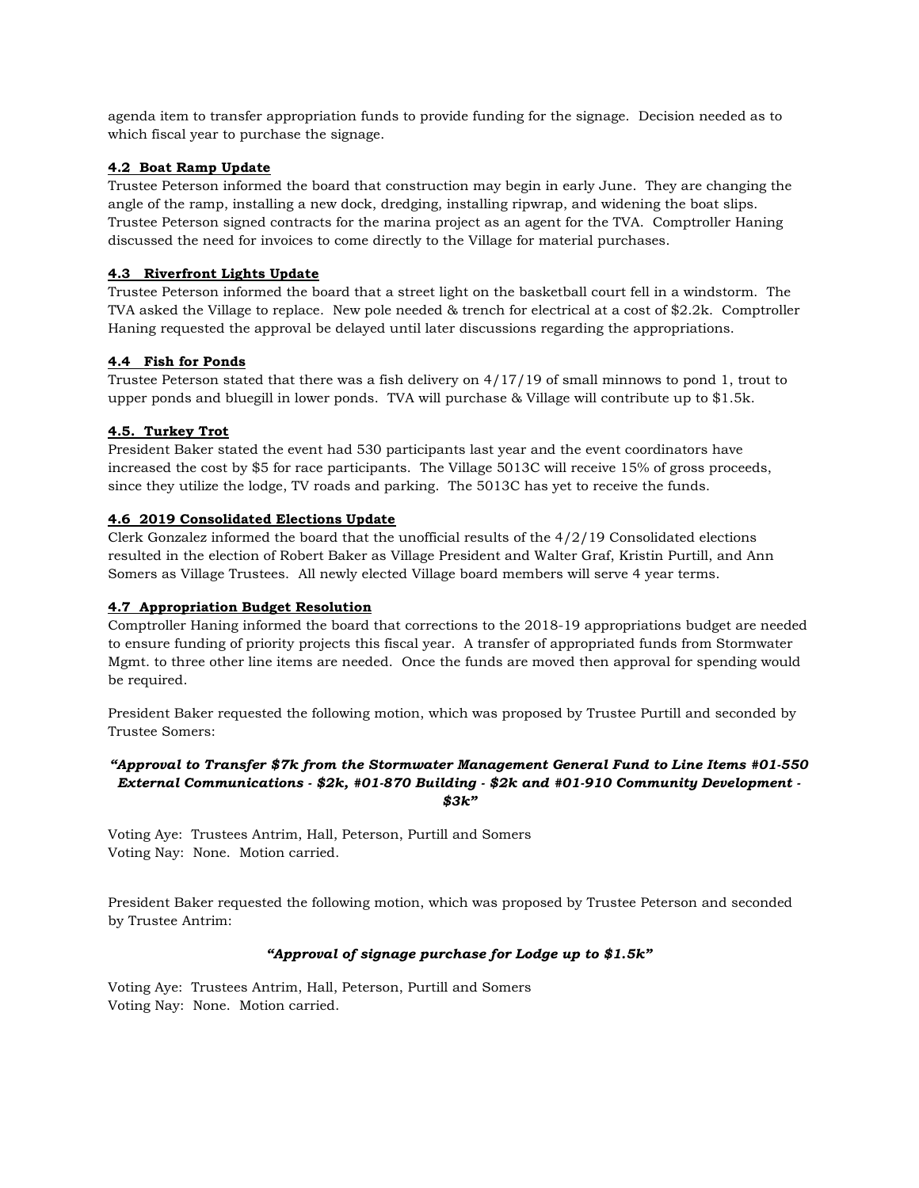agenda item to transfer appropriation funds to provide funding for the signage. Decision needed as to which fiscal year to purchase the signage.

**4.2 Boat Ramp Update**

Trustee Peterson informed the board that construction may begin in early June. They are changing the angle of the ramp, installing a new dock, dredging, installing ripwrap, and widening the boat slips. Trustee Peterson signed contracts for the marina project as an agent for the TVA. Comptroller Haning discussed the need for invoices to come directly to the Village for material purchases.

**4.3 Riverfront Lights Update**

Trustee Peterson informed the board that a street light on the basketball court fell in a windstorm. The TVA asked the Village to replace. New pole needed & trench for electrical at a cost of $2.2k. Comptroller Haning requested the approval be delayed until later discussions regarding the appropriations.

**4.4 Fish for Ponds**

Trustee Peterson stated that there was a fish delivery on 4/17/19 of small minnows to pond 1, trout to upper ponds and bluegill in lower ponds. TVA will purchase & Village will contribute up to $1.5k.

**4.5. Turkey Trot**

President Baker stated the event had 530 participants last year and the event coordinators have increased the cost by $5 for race participants. The Village 5013C will receive 15% of gross proceeds, since they utilize the lodge, TV roads and parking. The 5013C has yet to receive the funds.

**4.6 2019 Consolidated Elections Update**

Clerk Gonzalez informed the board that the unofficial results of the 4/2/19 Consolidated elections resulted in the election of Robert Baker as Village President and Walter Graf, Kristin Purtill, and Ann Somers as Village Trustees. All newly elected Village board members will serve 4 year terms.

**4.7 Appropriation Budget Resolution**

Comptroller Haning informed the board that corrections to the 2018-19 appropriations budget are needed to ensure funding of priority projects this fiscal year. A transfer of appropriated funds from Stormwater Mgmt. to three other line items are needed. Once the funds are moved then approval for spending would be required.

President Baker requested the following motion, which was proposed by Trustee Purtill and seconded by Trustee Somers:

***"Approval to Transfer $7k from the Stormwater Management General Fund to Line Items #01-550 External Communications - $2k, #01-870 Building - $2k and #01-910 Community Development - $3k"***

Voting Aye: Trustees Antrim, Hall, Peterson, Purtill and Somers
Voting Nay: None. Motion carried.

President Baker requested the following motion, which was proposed by Trustee Peterson and seconded by Trustee Antrim:

***"Approval of signage purchase for Lodge up to $1.5k"***

Voting Aye: Trustees Antrim, Hall, Peterson, Purtill and Somers
Voting Nay: None. Motion carried.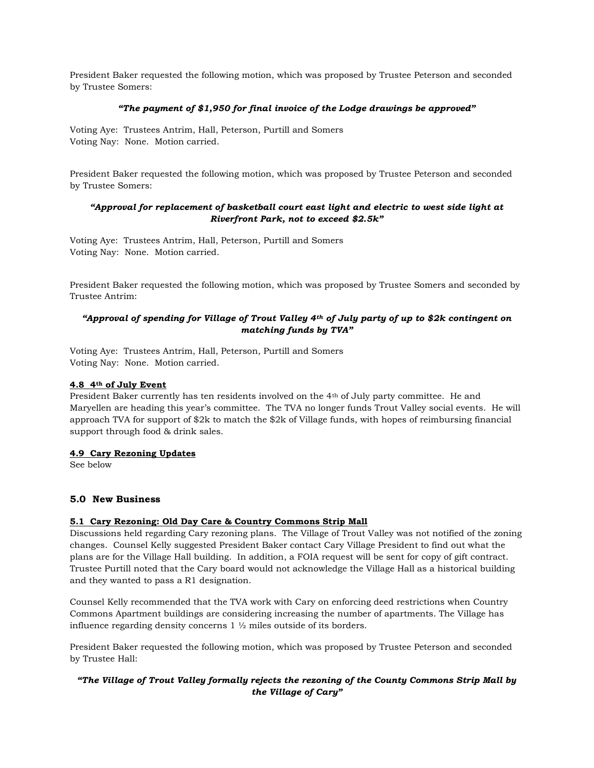President Baker requested the following motion, which was proposed by Trustee Peterson and seconded by Trustee Somers:

***"The payment of $1,950 for final invoice of the Lodge drawings be approved"***

Voting Aye: Trustees Antrim, Hall, Peterson, Purtill and Somers
Voting Nay: None. Motion carried.

President Baker requested the following motion, which was proposed by Trustee Peterson and seconded by Trustee Somers:

***"Approval for replacement of basketball court east light and electric to west side light at Riverfront Park, not to exceed $2.5k"***

Voting Aye: Trustees Antrim, Hall, Peterson, Purtill and Somers
Voting Nay: None. Motion carried.

President Baker requested the following motion, which was proposed by Trustee Somers and seconded by Trustee Antrim:

***"Approval of spending for Village of Trout Valley 4th of July party of up to $2k contingent on matching funds by TVA"***

Voting Aye: Trustees Antrim, Hall, Peterson, Purtill and Somers
Voting Nay: None. Motion carried.

**4.8 4th of July Event**

President Baker currently has ten residents involved on the 4th of July party committee. He and Maryellen are heading this year's committee. The TVA no longer funds Trout Valley social events. He will approach TVA for support of $2k to match the $2k of Village funds, with hopes of reimbursing financial support through food & drink sales.

**4.9 Cary Rezoning Updates**

See below

## 5.0 New Business

**5.1 Cary Rezoning: Old Day Care & Country Commons Strip Mall**

Discussions held regarding Cary rezoning plans. The Village of Trout Valley was not notified of the zoning changes. Counsel Kelly suggested President Baker contact Cary Village President to find out what the plans are for the Village Hall building. In addition, a FOIA request will be sent for copy of gift contract. Trustee Purtill noted that the Cary board would not acknowledge the Village Hall as a historical building and they wanted to pass a R1 designation.

Counsel Kelly recommended that the TVA work with Cary on enforcing deed restrictions when Country Commons Apartment buildings are considering increasing the number of apartments. The Village has influence regarding density concerns 1 ½ miles outside of its borders.

President Baker requested the following motion, which was proposed by Trustee Peterson and seconded by Trustee Hall:

***"The Village of Trout Valley formally rejects the rezoning of the County Commons Strip Mall by the Village of Cary"***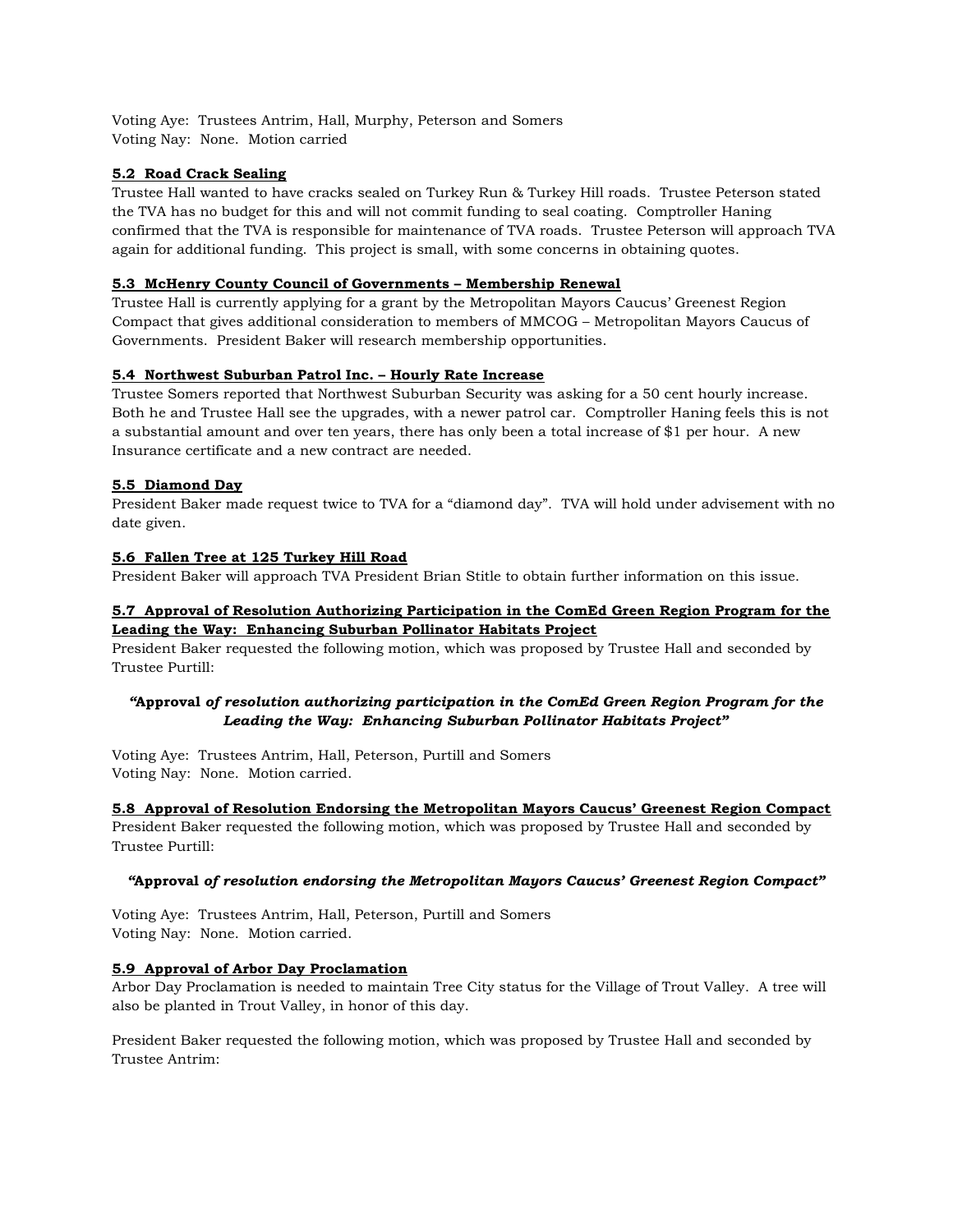Voting Aye: Trustees Antrim, Hall, Murphy, Peterson and Somers
Voting Nay: None. Motion carried

**5.2 Road Crack Sealing**

Trustee Hall wanted to have cracks sealed on Turkey Run & Turkey Hill roads. Trustee Peterson stated the TVA has no budget for this and will not commit funding to seal coating. Comptroller Haning confirmed that the TVA is responsible for maintenance of TVA roads. Trustee Peterson will approach TVA again for additional funding. This project is small, with some concerns in obtaining quotes.

**5.3 McHenry County Council of Governments – Membership Renewal**

Trustee Hall is currently applying for a grant by the Metropolitan Mayors Caucus' Greenest Region Compact that gives additional consideration to members of MMCOG – Metropolitan Mayors Caucus of Governments. President Baker will research membership opportunities.

**5.4 Northwest Suburban Patrol Inc. – Hourly Rate Increase**

Trustee Somers reported that Northwest Suburban Security was asking for a 50 cent hourly increase. Both he and Trustee Hall see the upgrades, with a newer patrol car. Comptroller Haning feels this is not a substantial amount and over ten years, there has only been a total increase of $1 per hour. A new Insurance certificate and a new contract are needed.

**5.5 Diamond Day**

President Baker made request twice to TVA for a "diamond day". TVA will hold under advisement with no date given.

**5.6 Fallen Tree at 125 Turkey Hill Road**

President Baker will approach TVA President Brian Stitle to obtain further information on this issue.

**5.7 Approval of Resolution Authorizing Participation in the ComEd Green Region Program for the Leading the Way: Enhancing Suburban Pollinator Habitats Project**

President Baker requested the following motion, which was proposed by Trustee Hall and seconded by Trustee Purtill:

***"Approval of resolution authorizing participation in the ComEd Green Region Program for the Leading the Way: Enhancing Suburban Pollinator Habitats Project"***

Voting Aye: Trustees Antrim, Hall, Peterson, Purtill and Somers
Voting Nay: None. Motion carried.

**5.8 Approval of Resolution Endorsing the Metropolitan Mayors Caucus' Greenest Region Compact**

President Baker requested the following motion, which was proposed by Trustee Hall and seconded by Trustee Purtill:

***"Approval of resolution endorsing the Metropolitan Mayors Caucus' Greenest Region Compact"***

Voting Aye: Trustees Antrim, Hall, Peterson, Purtill and Somers
Voting Nay: None. Motion carried.

**5.9 Approval of Arbor Day Proclamation**

Arbor Day Proclamation is needed to maintain Tree City status for the Village of Trout Valley. A tree will also be planted in Trout Valley, in honor of this day.

President Baker requested the following motion, which was proposed by Trustee Hall and seconded by Trustee Antrim: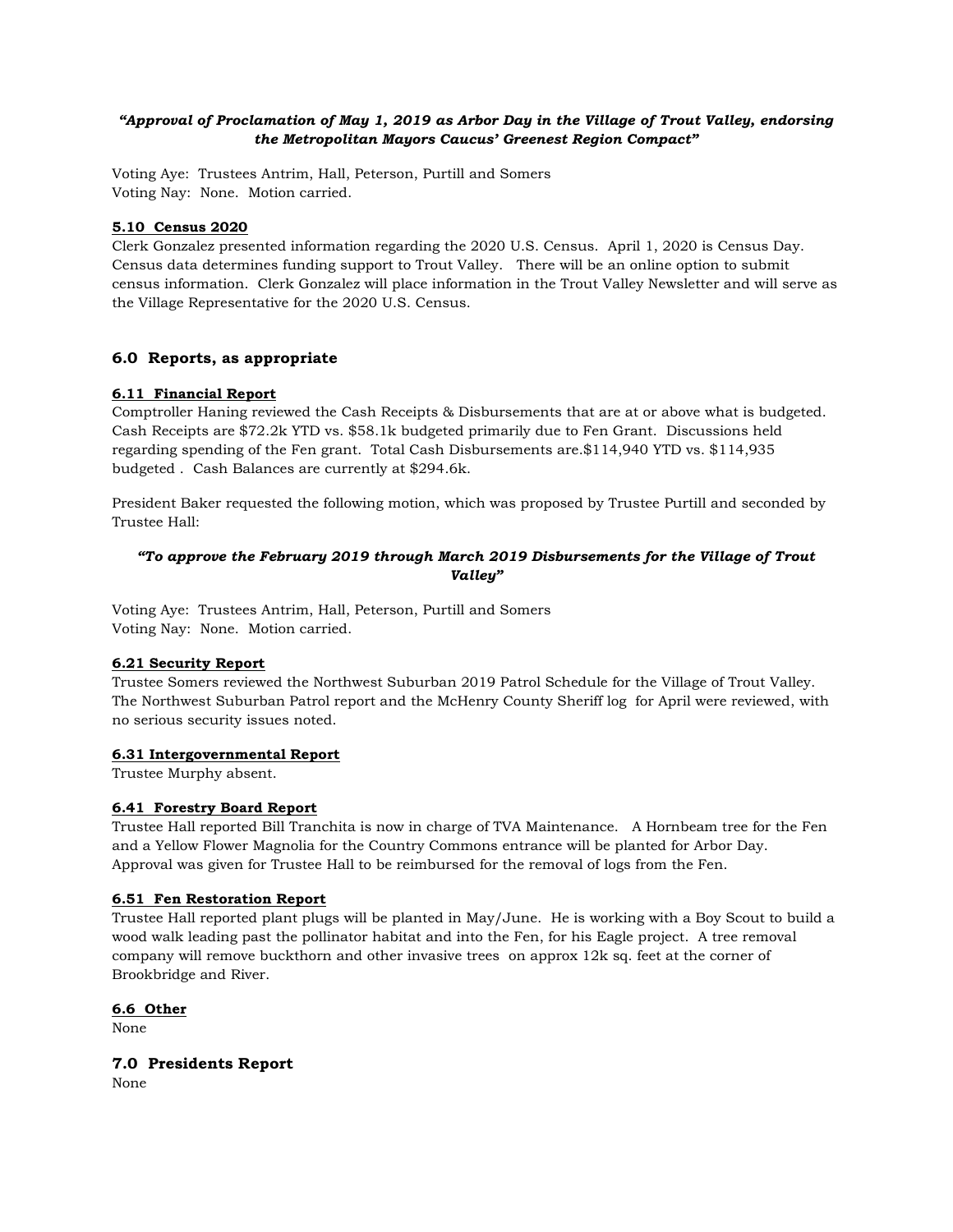*"Approval of Proclamation of May 1, 2019 as Arbor Day in the Village of Trout Valley, endorsing the Metropolitan Mayors Caucus' Greenest Region Compact"*

Voting Aye: Trustees Antrim, Hall, Peterson, Purtill and Somers
Voting Nay: None. Motion carried.

**5.10 Census 2020**

Clerk Gonzalez presented information regarding the 2020 U.S. Census. April 1, 2020 is Census Day. Census data determines funding support to Trout Valley. There will be an online option to submit census information. Clerk Gonzalez will place information in the Trout Valley Newsletter and will serve as the Village Representative for the 2020 U.S. Census.

## 6.0 Reports, as appropriate

**6.11 Financial Report**

Comptroller Haning reviewed the Cash Receipts & Disbursements that are at or above what is budgeted. Cash Receipts are $72.2k YTD vs. $58.1k budgeted primarily due to Fen Grant. Discussions held regarding spending of the Fen grant. Total Cash Disbursements are.$114,940 YTD vs. $114,935 budgeted . Cash Balances are currently at $294.6k.

President Baker requested the following motion, which was proposed by Trustee Purtill and seconded by Trustee Hall:

*"To approve the February 2019 through March 2019 Disbursements for the Village of Trout Valley"*

Voting Aye: Trustees Antrim, Hall, Peterson, Purtill and Somers
Voting Nay: None. Motion carried.

**6.21 Security Report**

Trustee Somers reviewed the Northwest Suburban 2019 Patrol Schedule for the Village of Trout Valley. The Northwest Suburban Patrol report and the McHenry County Sheriff log for April were reviewed, with no serious security issues noted.

**6.31 Intergovernmental Report**

Trustee Murphy absent.

**6.41 Forestry Board Report**

Trustee Hall reported Bill Tranchita is now in charge of TVA Maintenance. A Hornbeam tree for the Fen and a Yellow Flower Magnolia for the Country Commons entrance will be planted for Arbor Day. Approval was given for Trustee Hall to be reimbursed for the removal of logs from the Fen.

**6.51 Fen Restoration Report**

Trustee Hall reported plant plugs will be planted in May/June. He is working with a Boy Scout to build a wood walk leading past the pollinator habitat and into the Fen, for his Eagle project. A tree removal company will remove buckthorn and other invasive trees on approx 12k sq. feet at the corner of Brookbridge and River.

**6.6 Other**

None

## 7.0 Presidents Report

None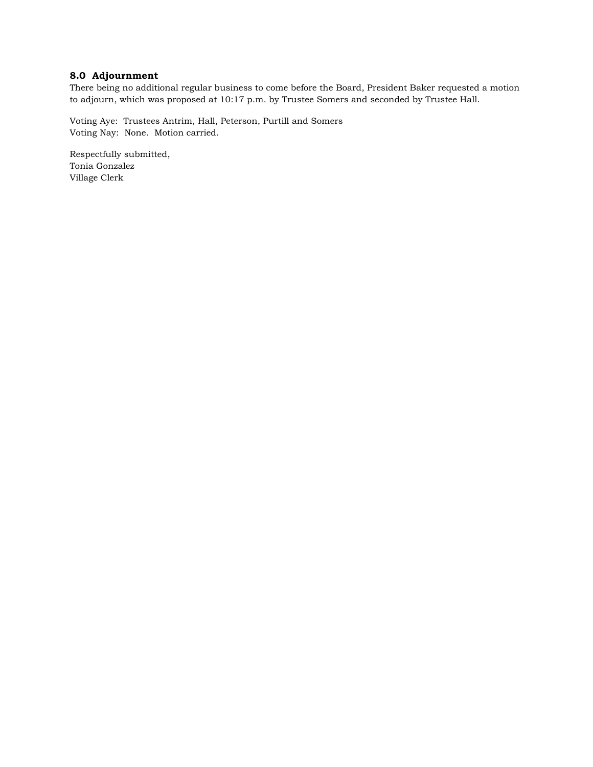### 8.0 Adjournment

There being no additional regular business to come before the Board, President Baker requested a motion to adjourn, which was proposed at 10:17 p.m. by Trustee Somers and seconded by Trustee Hall.

Voting Aye: Trustees Antrim, Hall, Peterson, Purtill and Somers
Voting Nay: None. Motion carried.

Respectfully submitted,
Tonia Gonzalez
Village Clerk